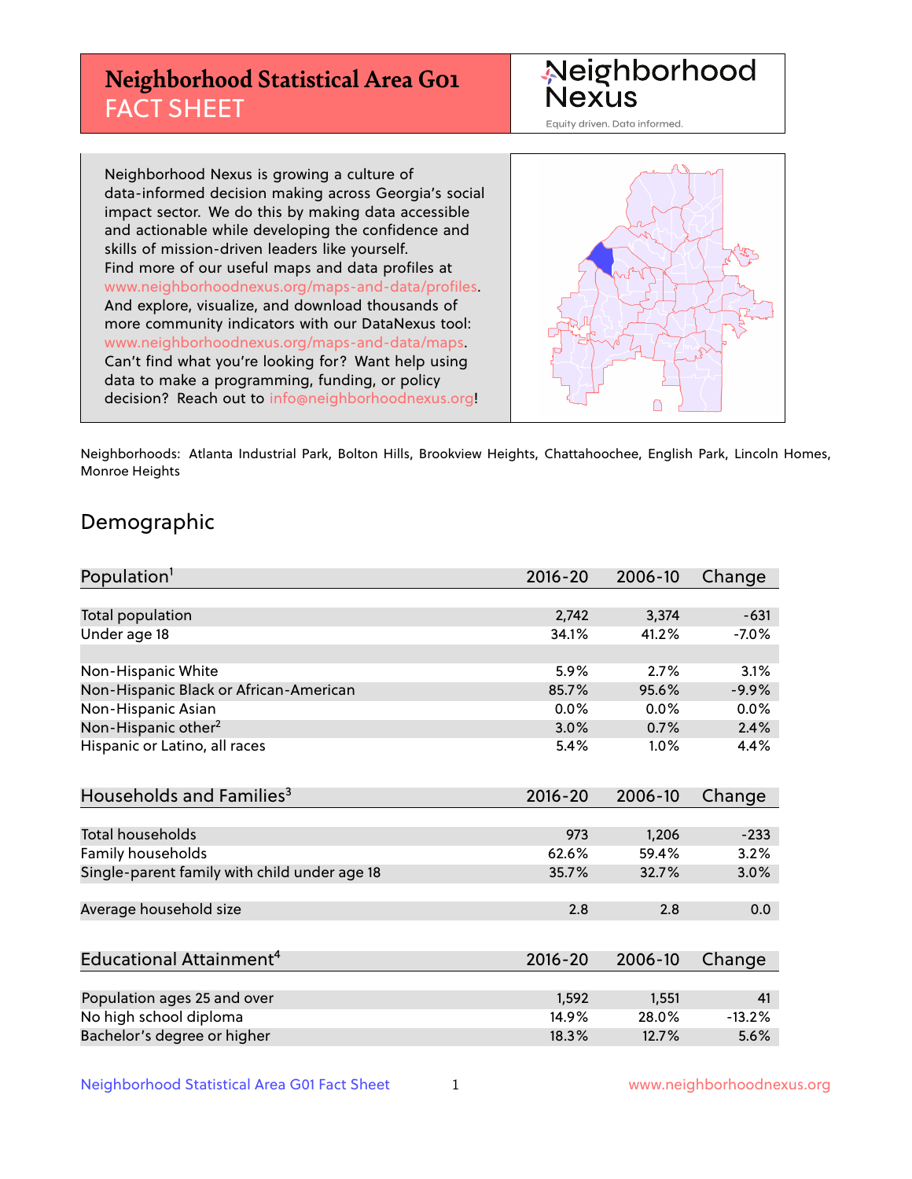# Neighborhood Statistical Area G01 FACT SHEET

Neighborhood Nexus

Equity driven. Data informed.

Neighborhood Nexus is growing a culture of data-informed decision making across Georgia's social impact sector. We do this by making data accessible and actionable while developing the confidence and skills of mission-driven leaders like yourself. Find more of our useful maps and data profiles at www.neighborhoodnexus.org/maps-and-data/profiles. And explore, visualize, and download thousands of more community indicators with our DataNexus tool: www.neighborhoodnexus.org/maps-and-data/maps. Can't find what you're looking for? Want help using data to make a programming, funding, or policy decision? Reach out to info@neighborhoodnexus.org!

Neighborhoods: Atlanta Industrial Park, Bolton Hills, Brookview Heights, Chattahoochee, English Park, Lincoln Homes, Monroe Heights

## Demographic

| Population[1] | 2016-20 | 2006-10 | Change |
|---|---|---|---|
| Total population | 2,742 | 3,374 | -631 |
| Under age 18 | 34.1% | 41.2% | -7.0% |
| | | | |
| Non-Hispanic White | 5.9% | 2.7% | 3.1% |
| Non-Hispanic Black or African-American | 85.7% | 95.6% | -9.9% |
| Non-Hispanic Asian | 0.0% | 0.0% | 0.0% |
| Non-Hispanic other[2] | 3.0% | 0.7% | 2.4% |
| Hispanic or Latino, all races | 5.4% | 1.0% | 4.4% |

| Households and Families[3] | 2016-20 | 2006-10 | Change |
|---|---|---|---|
| Total households | 973 | 1,206 | -233 |
| Family households | 62.6% | 59.4% | 3.2% |
| Single-parent family with child under age 18 | 35.7% | 32.7% | 3.0% |
| | | | |
| Average household size | 2.8 | 2.8 | 0.0 |

| Educational Attainment[4] | 2016-20 | 2006-10 | Change |
|---|---|---|---|
| Population ages 25 and over | 1,592 | 1,551 | 41 |
| No high school diploma | 14.9% | 28.0% | -13.2% |
| Bachelor's degree or higher | 18.3% | 12.7% | 5.6% |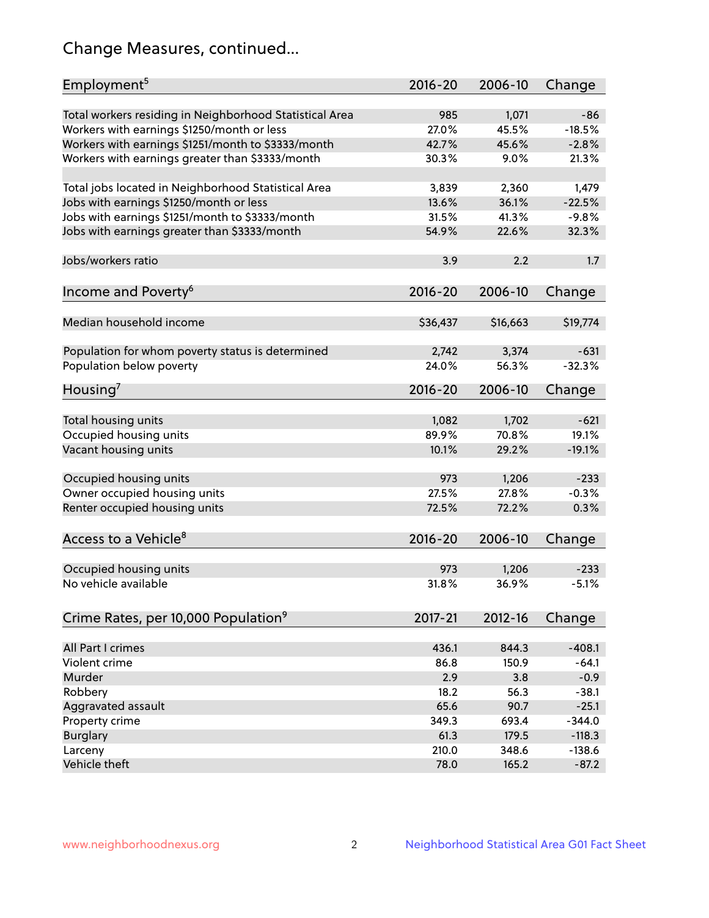# Change Measures, continued...

| Employment[5] | 2016-20 | 2006-10 | Change |
|---|---|---|---|
| Total workers residing in Neighborhood Statistical Area | 985 | 1,071 | -86 |
| Workers with earnings $1250/month or less | 27.0% | 45.5% | -18.5% |
| Workers with earnings $1251/month to $3333/month | 42.7% | 45.6% | -2.8% |
| Workers with earnings greater than $3333/month | 30.3% | 9.0% | 21.3% |
| | | | |
| Total jobs located in Neighborhood Statistical Area | 3,839 | 2,360 | 1,479 |
| Jobs with earnings $1250/month or less | 13.6% | 36.1% | -22.5% |
| Jobs with earnings $1251/month to $3333/month | 31.5% | 41.3% | -9.8% |
| Jobs with earnings greater than $3333/month | 54.9% | 22.6% | 32.3% |
| | | | |
| Jobs/workers ratio | 3.9 | 2.2 | 1.7 |

| Income and Poverty[6] | 2016-20 | 2006-10 | Change |
|---|---|---|---|
| Median household income | $36,437 | $16,663 | $19,774 |
| | | | |
| Population for whom poverty status is determined | 2,742 | 3,374 | -631 |
| Population below poverty | 24.0% | 56.3% | -32.3% |

| Housing[7] | 2016-20 | 2006-10 | Change |
|---|---|---|---|
| Total housing units | 1,082 | 1,702 | -621 |
| Occupied housing units | 89.9% | 70.8% | 19.1% |
| Vacant housing units | 10.1% | 29.2% | -19.1% |
| | | | |
| Occupied housing units | 973 | 1,206 | -233 |
| Owner occupied housing units | 27.5% | 27.8% | -0.3% |
| Renter occupied housing units | 72.5% | 72.2% | 0.3% |

| Access to a Vehicle[8] | 2016-20 | 2006-10 | Change |
|---|---|---|---|
| Occupied housing units | 973 | 1,206 | -233 |
| No vehicle available | 31.8% | 36.9% | -5.1% |

| Crime Rates, per 10,000 Population[9] | 2017-21 | 2012-16 | Change |
|---|---|---|---|
| All Part I crimes | 436.1 | 844.3 | -408.1 |
| Violent crime | 86.8 | 150.9 | -64.1 |
| Murder | 2.9 | 3.8 | -0.9 |
| Robbery | 18.2 | 56.3 | -38.1 |
| Aggravated assault | 65.6 | 90.7 | -25.1 |
| Property crime | 349.3 | 693.4 | -344.0 |
| Burglary | 61.3 | 179.5 | -118.3 |
| Larceny | 210.0 | 348.6 | -138.6 |
| Vehicle theft | 78.0 | 165.2 | -87.2 |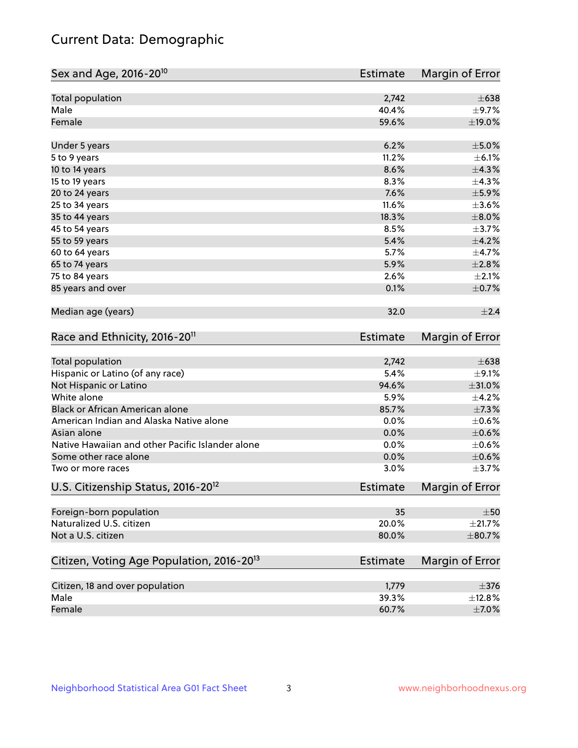# Current Data: Demographic

| Sex and Age, 2016-20[10] | Estimate | Margin of Error |
|---|---|---|
| Total population | 2,742 | ±638 |
| Male | 40.4% | ±9.7% |
| Female | 59.6% | ±19.0% |
| Under 5 years | 6.2% | ±5.0% |
| 5 to 9 years | 11.2% | ±6.1% |
| 10 to 14 years | 8.6% | ±4.3% |
| 15 to 19 years | 8.3% | ±4.3% |
| 20 to 24 years | 7.6% | ±5.9% |
| 25 to 34 years | 11.6% | ±3.6% |
| 35 to 44 years | 18.3% | ±8.0% |
| 45 to 54 years | 8.5% | ±3.7% |
| 55 to 59 years | 5.4% | ±4.2% |
| 60 to 64 years | 5.7% | ±4.7% |
| 65 to 74 years | 5.9% | ±2.8% |
| 75 to 84 years | 2.6% | ±2.1% |
| 85 years and over | 0.1% | ±0.7% |
| Median age (years) | 32.0 | ±2.4 |

| Race and Ethnicity, 2016-20[11] | Estimate | Margin of Error |
|---|---|---|
| Total population | 2,742 | ±638 |
| Hispanic or Latino (of any race) | 5.4% | ±9.1% |
| Not Hispanic or Latino | 94.6% | ±31.0% |
| White alone | 5.9% | ±4.2% |
| Black or African American alone | 85.7% | ±7.3% |
| American Indian and Alaska Native alone | 0.0% | ±0.6% |
| Asian alone | 0.0% | ±0.6% |
| Native Hawaiian and other Pacific Islander alone | 0.0% | ±0.6% |
| Some other race alone | 0.0% | ±0.6% |
| Two or more races | 3.0% | ±3.7% |

| U.S. Citizenship Status, 2016-20[12] | Estimate | Margin of Error |
|---|---|---|
| Foreign-born population | 35 | ±50 |
| Naturalized U.S. citizen | 20.0% | ±21.7% |
| Not a U.S. citizen | 80.0% | ±80.7% |

| Citizen, Voting Age Population, 2016-20[13] | Estimate | Margin of Error |
|---|---|---|
| Citizen, 18 and over population | 1,779 | ±376 |
| Male | 39.3% | ±12.8% |
| Female | 60.7% | ±7.0% |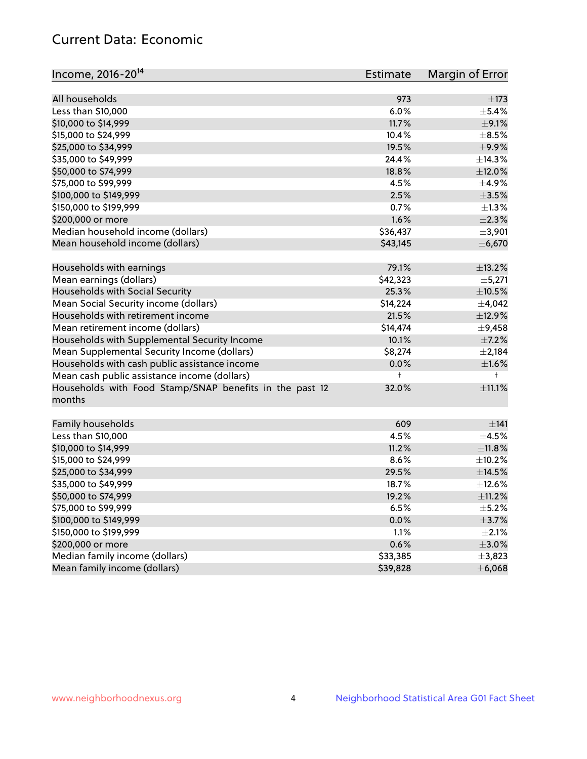## Current Data: Economic

| Income, 2016-20[14] | Estimate | Margin of Error |
|---|---|---|
| All households | 973 | ±173 |
| Less than $10,000 | 6.0% | ±5.4% |
| $10,000 to $14,999 | 11.7% | ±9.1% |
| $15,000 to $24,999 | 10.4% | ±8.5% |
| $25,000 to $34,999 | 19.5% | ±9.9% |
| $35,000 to $49,999 | 24.4% | ±14.3% |
| $50,000 to $74,999 | 18.8% | ±12.0% |
| $75,000 to $99,999 | 4.5% | ±4.9% |
| $100,000 to $149,999 | 2.5% | ±3.5% |
| $150,000 to $199,999 | 0.7% | ±1.3% |
| $200,000 or more | 1.6% | ±2.3% |
| Median household income (dollars) | $36,437 | ±3,901 |
| Mean household income (dollars) | $43,145 | ±6,670 |
| | | |
| Households with earnings | 79.1% | ±13.2% |
| Mean earnings (dollars) | $42,323 | ±5,271 |
| Households with Social Security | 25.3% | ±10.5% |
| Mean Social Security income (dollars) | $14,224 | ±4,042 |
| Households with retirement income | 21.5% | ±12.9% |
| Mean retirement income (dollars) | $14,474 | ±9,458 |
| Households with Supplemental Security Income | 10.1% | ±7.2% |
| Mean Supplemental Security Income (dollars) | $8,274 | ±2,184 |
| Households with cash public assistance income | 0.0% | ±1.6% |
| Mean cash public assistance income (dollars) | † | † |
| Households with Food Stamp/SNAP benefits in the past 12 months | 32.0% | ±11.1% |
| | | |
| Family households | 609 | ±141 |
| Less than $10,000 | 4.5% | ±4.5% |
| $10,000 to $14,999 | 11.2% | ±11.8% |
| $15,000 to $24,999 | 8.6% | ±10.2% |
| $25,000 to $34,999 | 29.5% | ±14.5% |
| $35,000 to $49,999 | 18.7% | ±12.6% |
| $50,000 to $74,999 | 19.2% | ±11.2% |
| $75,000 to $99,999 | 6.5% | ±5.2% |
| $100,000 to $149,999 | 0.0% | ±3.7% |
| $150,000 to $199,999 | 1.1% | ±2.1% |
| $200,000 or more | 0.6% | ±3.0% |
| Median family income (dollars) | $33,385 | ±3,823 |
| Mean family income (dollars) | $39,828 | ±6,068 |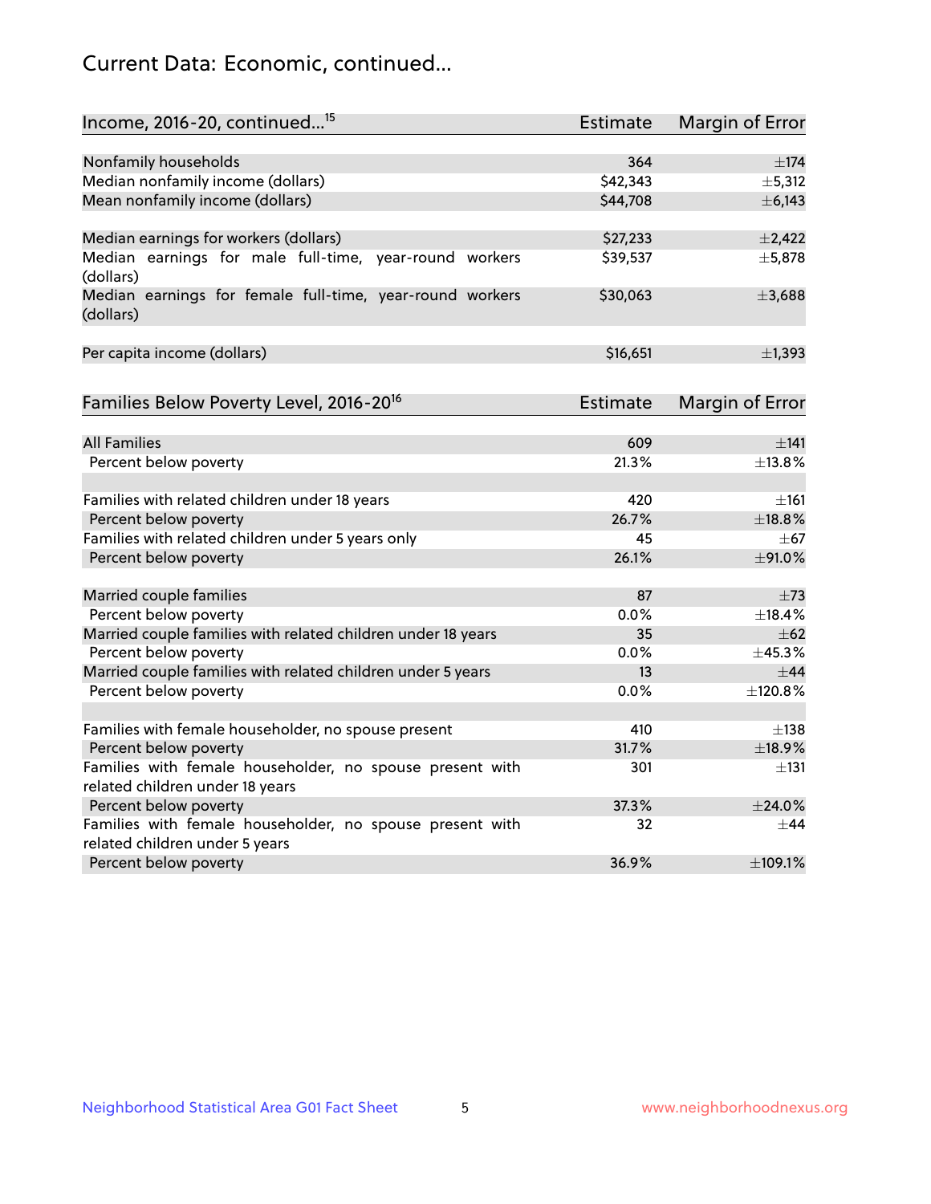# Current Data: Economic, continued...

| Income, 2016-20, continued...[15] | Estimate | Margin of Error |
|---|---|---|
| Nonfamily households | 364 | ±174 |
| Median nonfamily income (dollars) | $42,343 | ±5,312 |
| Mean nonfamily income (dollars) | $44,708 | ±6,143 |
| Median earnings for workers (dollars) | $27,233 | ±2,422 |
| Median earnings for male full-time, year-round workers (dollars) | $39,537 | ±5,878 |
| Median earnings for female full-time, year-round workers (dollars) | $30,063 | ±3,688 |
| Per capita income (dollars) | $16,651 | ±1,393 |

| Families Below Poverty Level, 2016-20[16] | Estimate | Margin of Error |
|---|---|---|
| All Families | 609 | ±141 |
| Percent below poverty | 21.3% | ±13.8% |
| Families with related children under 18 years | 420 | ±161 |
| Percent below poverty | 26.7% | ±18.8% |
| Families with related children under 5 years only | 45 | ±67 |
| Percent below poverty | 26.1% | ±91.0% |
| Married couple families | 87 | ±73 |
| Percent below poverty | 0.0% | ±18.4% |
| Married couple families with related children under 18 years | 35 | ±62 |
| Percent below poverty | 0.0% | ±45.3% |
| Married couple families with related children under 5 years | 13 | ±44 |
| Percent below poverty | 0.0% | ±120.8% |
| Families with female householder, no spouse present | 410 | ±138 |
| Percent below poverty | 31.7% | ±18.9% |
| Families with female householder, no spouse present with related children under 18 years | 301 | ±131 |
| Percent below poverty | 37.3% | ±24.0% |
| Families with female householder, no spouse present with related children under 5 years | 32 | ±44 |
| Percent below poverty | 36.9% | ±109.1% |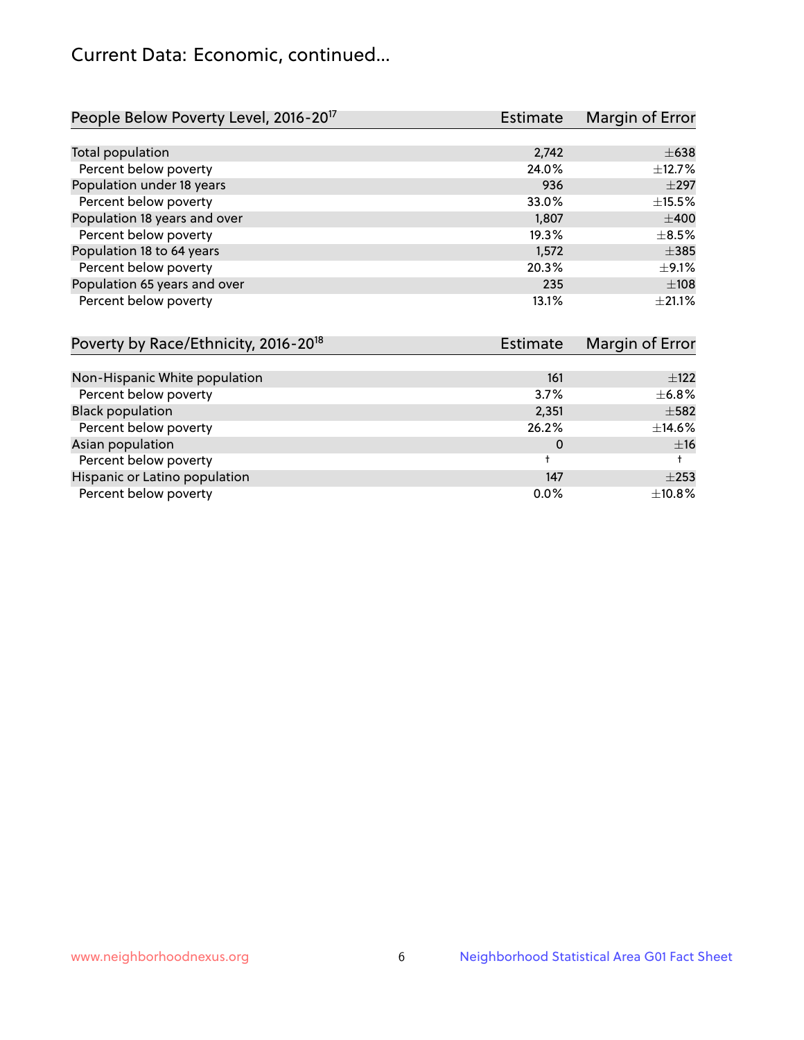## Current Data: Economic, continued...

| People Below Poverty Level, 2016-20[17] | Estimate | Margin of Error |
|---|---|---|
| Total population | 2,742 | ±638 |
| Percent below poverty | 24.0% | ±12.7% |
| Population under 18 years | 936 | ±297 |
| Percent below poverty | 33.0% | ±15.5% |
| Population 18 years and over | 1,807 | ±400 |
| Percent below poverty | 19.3% | ±8.5% |
| Population 18 to 64 years | 1,572 | ±385 |
| Percent below poverty | 20.3% | ±9.1% |
| Population 65 years and over | 235 | ±108 |
| Percent below poverty | 13.1% | ±21.1% |

| Poverty by Race/Ethnicity, 2016-20[18] | Estimate | Margin of Error |
|---|---|---|
| Non-Hispanic White population | 161 | ±122 |
| Percent below poverty | 3.7% | ±6.8% |
| Black population | 2,351 | ±582 |
| Percent below poverty | 26.2% | ±14.6% |
| Asian population | 0 | ±16 |
| Percent below poverty | † | † |
| Hispanic or Latino population | 147 | ±253 |
| Percent below poverty | 0.0% | ±10.8% |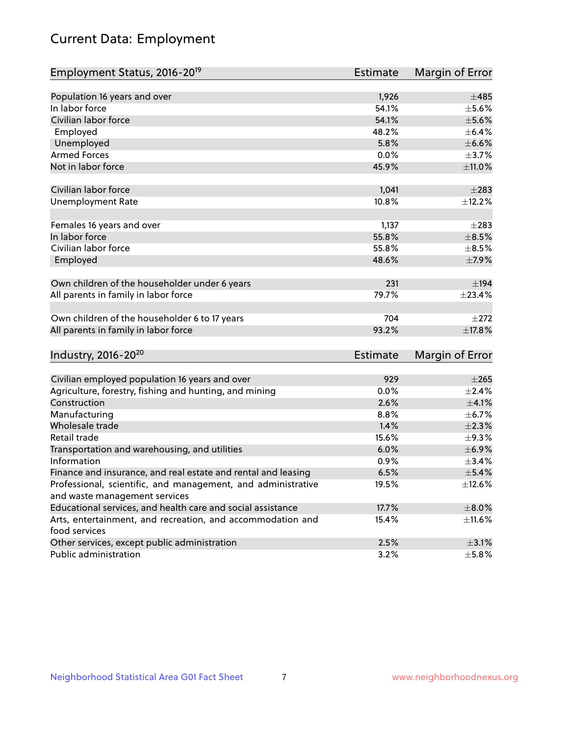## Current Data: Employment

| Employment Status, 2016-20[19] | Estimate | Margin of Error |
|---|---|---|
| Population 16 years and over | 1,926 | ±485 |
| In labor force | 54.1% | ±5.6% |
| Civilian labor force | 54.1% | ±5.6% |
| Employed | 48.2% | ±6.4% |
| Unemployed | 5.8% | ±6.6% |
| Armed Forces | 0.0% | ±3.7% |
| Not in labor force | 45.9% | ±11.0% |
| | | |
| Civilian labor force | 1,041 | ±283 |
| Unemployment Rate | 10.8% | ±12.2% |
| | | |
| Females 16 years and over | 1,137 | ±283 |
| In labor force | 55.8% | ±8.5% |
| Civilian labor force | 55.8% | ±8.5% |
| Employed | 48.6% | ±7.9% |
| | | |
| Own children of the householder under 6 years | 231 | ±194 |
| All parents in family in labor force | 79.7% | ±23.4% |
| | | |
| Own children of the householder 6 to 17 years | 704 | ±272 |
| All parents in family in labor force | 93.2% | ±17.8% |

| Industry, 2016-20[20] | Estimate | Margin of Error |
|---|---|---|
| Civilian employed population 16 years and over | 929 | ±265 |
| Agriculture, forestry, fishing and hunting, and mining | 0.0% | ±2.4% |
| Construction | 2.6% | ±4.1% |
| Manufacturing | 8.8% | ±6.7% |
| Wholesale trade | 1.4% | ±2.3% |
| Retail trade | 15.6% | ±9.3% |
| Transportation and warehousing, and utilities | 6.0% | ±6.9% |
| Information | 0.9% | ±3.4% |
| Finance and insurance, and real estate and rental and leasing | 6.5% | ±5.4% |
| Professional, scientific, and management, and administrative and waste management services | 19.5% | ±12.6% |
| Educational services, and health care and social assistance | 17.7% | ±8.0% |
| Arts, entertainment, and recreation, and accommodation and food services | 15.4% | ±11.6% |
| Other services, except public administration | 2.5% | ±3.1% |
| Public administration | 3.2% | ±5.8% |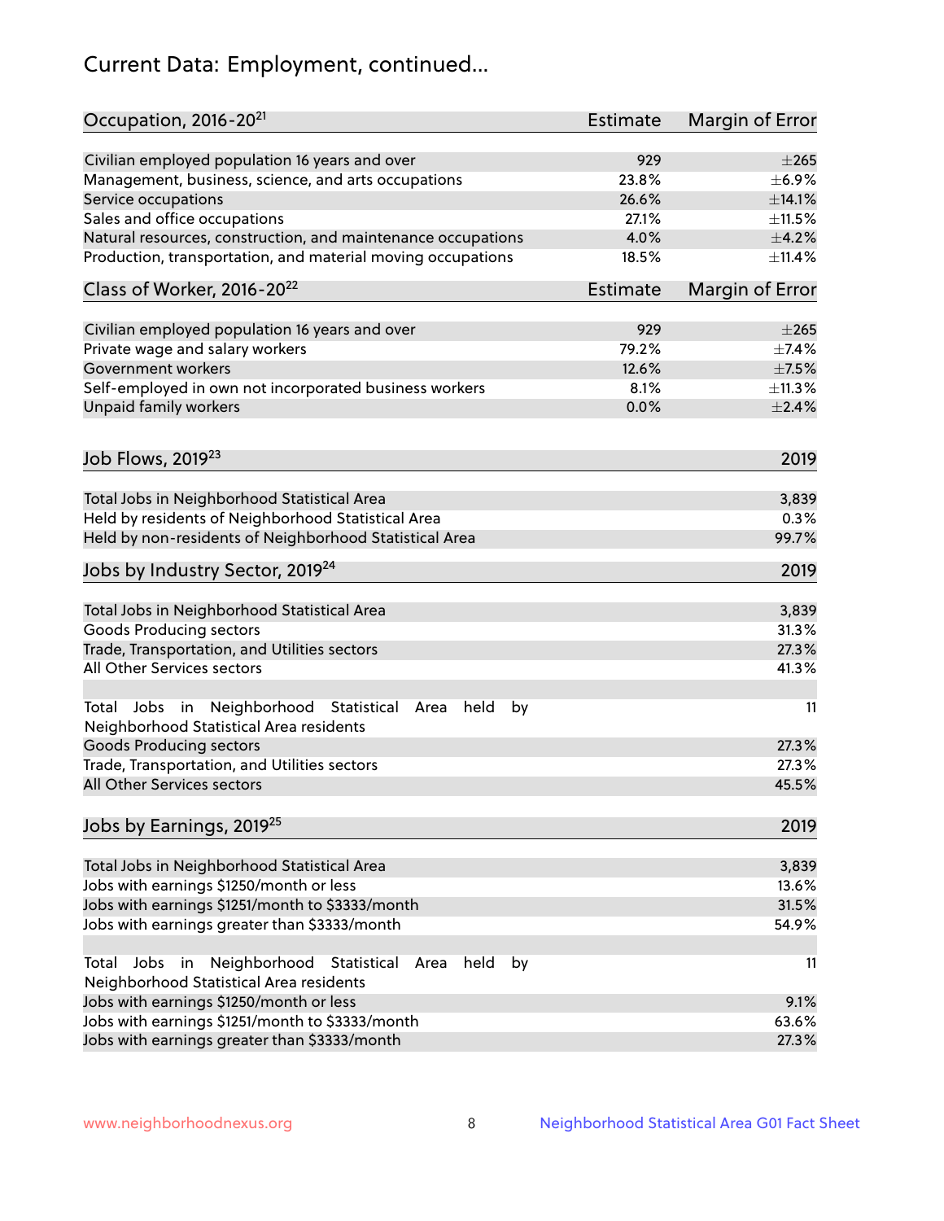# Current Data: Employment, continued...

| Occupation, 2016-20[21] | Estimate | Margin of Error |
|---|---|---|
| Civilian employed population 16 years and over | 929 | ±265 |
| Management, business, science, and arts occupations | 23.8% | ±6.9% |
| Service occupations | 26.6% | ±14.1% |
| Sales and office occupations | 27.1% | ±11.5% |
| Natural resources, construction, and maintenance occupations | 4.0% | ±4.2% |
| Production, transportation, and material moving occupations | 18.5% | ±11.4% |

| Class of Worker, 2016-20[22] | Estimate | Margin of Error |
|---|---|---|
| Civilian employed population 16 years and over | 929 | ±265 |
| Private wage and salary workers | 79.2% | ±7.4% |
| Government workers | 12.6% | ±7.5% |
| Self-employed in own not incorporated business workers | 8.1% | ±11.3% |
| Unpaid family workers | 0.0% | ±2.4% |

| Job Flows, 2019[23] | 2019 |
|---|---|
| Total Jobs in Neighborhood Statistical Area | 3,839 |
| Held by residents of Neighborhood Statistical Area | 0.3% |
| Held by non-residents of Neighborhood Statistical Area | 99.7% |

| Jobs by Industry Sector, 2019[24] | 2019 |
|---|---|
| Total Jobs in Neighborhood Statistical Area | 3,839 |
| Goods Producing sectors | 31.3% |
| Trade, Transportation, and Utilities sectors | 27.3% |
| All Other Services sectors | 41.3% |
| Total Jobs in Neighborhood Statistical Area held by Neighborhood Statistical Area residents | 11 |
| Goods Producing sectors | 27.3% |
| Trade, Transportation, and Utilities sectors | 27.3% |
| All Other Services sectors | 45.5% |

| Jobs by Earnings, 2019[25] | 2019 |
|---|---|
| Total Jobs in Neighborhood Statistical Area | 3,839 |
| Jobs with earnings $1250/month or less | 13.6% |
| Jobs with earnings $1251/month to $3333/month | 31.5% |
| Jobs with earnings greater than $3333/month | 54.9% |
| Total Jobs in Neighborhood Statistical Area held by Neighborhood Statistical Area residents | 11 |
| Jobs with earnings $1250/month or less | 9.1% |
| Jobs with earnings $1251/month to $3333/month | 63.6% |
| Jobs with earnings greater than $3333/month | 27.3% |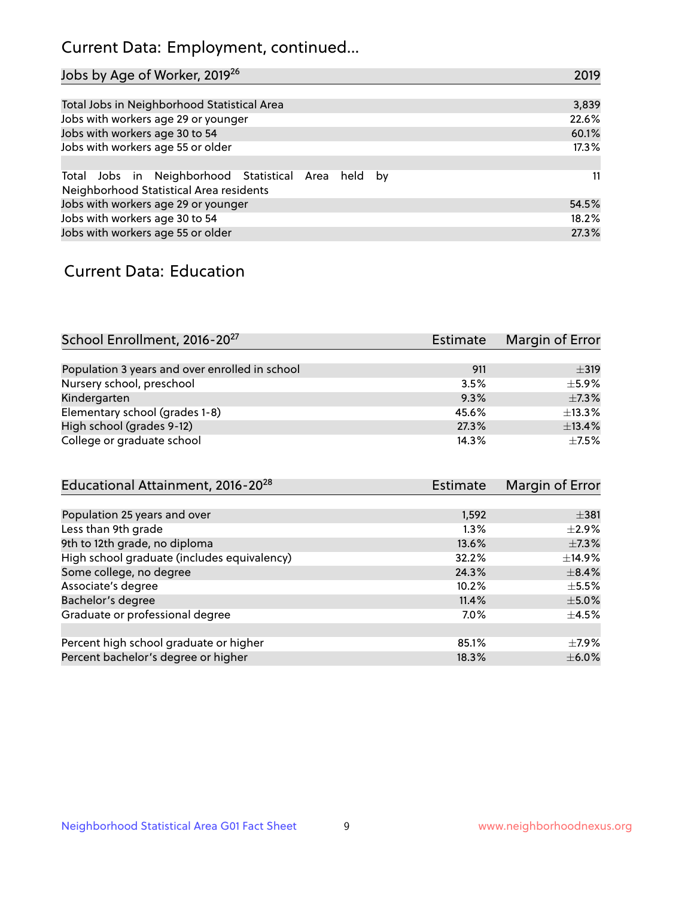## Current Data: Employment, continued...

| Jobs by Age of Worker, 2019[26] | 2019 |
|---|---|
| Total Jobs in Neighborhood Statistical Area | 3,839 |
| Jobs with workers age 29 or younger | 22.6% |
| Jobs with workers age 30 to 54 | 60.1% |
| Jobs with workers age 55 or older | 17.3% |
| | |
| Total Jobs in Neighborhood Statistical Area held by Neighborhood Statistical Area residents | 11 |
| Jobs with workers age 29 or younger | 54.5% |
| Jobs with workers age 30 to 54 | 18.2% |
| Jobs with workers age 55 or older | 27.3% |

## Current Data: Education

| School Enrollment, 2016-20[27] | Estimate | Margin of Error |
|---|---|---|
| Population 3 years and over enrolled in school | 911 | ±319 |
| Nursery school, preschool | 3.5% | ±5.9% |
| Kindergarten | 9.3% | ±7.3% |
| Elementary school (grades 1-8) | 45.6% | ±13.3% |
| High school (grades 9-12) | 27.3% | ±13.4% |
| College or graduate school | 14.3% | ±7.5% |

| Educational Attainment, 2016-20[28] | Estimate | Margin of Error |
|---|---|---|
| Population 25 years and over | 1,592 | ±381 |
| Less than 9th grade | 1.3% | ±2.9% |
| 9th to 12th grade, no diploma | 13.6% | ±7.3% |
| High school graduate (includes equivalency) | 32.2% | ±14.9% |
| Some college, no degree | 24.3% | ±8.4% |
| Associate's degree | 10.2% | ±5.5% |
| Bachelor's degree | 11.4% | ±5.0% |
| Graduate or professional degree | 7.0% | ±4.5% |
| | | |
| Percent high school graduate or higher | 85.1% | ±7.9% |
| Percent bachelor's degree or higher | 18.3% | ±6.0% |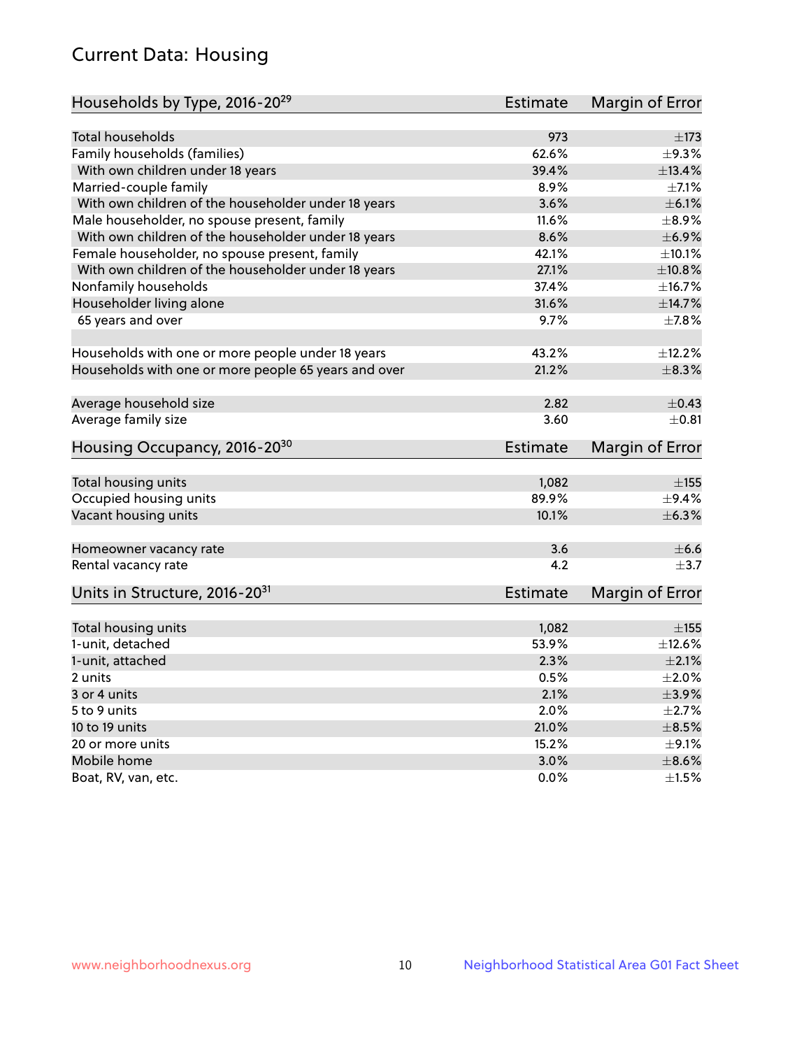## Current Data: Housing

| Households by Type, 2016-20[29] | Estimate | Margin of Error |
|---|---|---|
| Total households | 973 | ±173 |
| Family households (families) | 62.6% | ±9.3% |
| With own children under 18 years | 39.4% | ±13.4% |
| Married-couple family | 8.9% | ±7.1% |
| With own children of the householder under 18 years | 3.6% | ±6.1% |
| Male householder, no spouse present, family | 11.6% | ±8.9% |
| With own children of the householder under 18 years | 8.6% | ±6.9% |
| Female householder, no spouse present, family | 42.1% | ±10.1% |
| With own children of the householder under 18 years | 27.1% | ±10.8% |
| Nonfamily households | 37.4% | ±16.7% |
| Householder living alone | 31.6% | ±14.7% |
| 65 years and over | 9.7% | ±7.8% |
| Households with one or more people under 18 years | 43.2% | ±12.2% |
| Households with one or more people 65 years and over | 21.2% | ±8.3% |
| Average household size | 2.82 | ±0.43 |
| Average family size | 3.60 | ±0.81 |

| Housing Occupancy, 2016-20[30] | Estimate | Margin of Error |
|---|---|---|
| Total housing units | 1,082 | ±155 |
| Occupied housing units | 89.9% | ±9.4% |
| Vacant housing units | 10.1% | ±6.3% |
| Homeowner vacancy rate | 3.6 | ±6.6 |
| Rental vacancy rate | 4.2 | ±3.7 |

| Units in Structure, 2016-20[31] | Estimate | Margin of Error |
|---|---|---|
| Total housing units | 1,082 | ±155 |
| 1-unit, detached | 53.9% | ±12.6% |
| 1-unit, attached | 2.3% | ±2.1% |
| 2 units | 0.5% | ±2.0% |
| 3 or 4 units | 2.1% | ±3.9% |
| 5 to 9 units | 2.0% | ±2.7% |
| 10 to 19 units | 21.0% | ±8.5% |
| 20 or more units | 15.2% | ±9.1% |
| Mobile home | 3.0% | ±8.6% |
| Boat, RV, van, etc. | 0.0% | ±1.5% |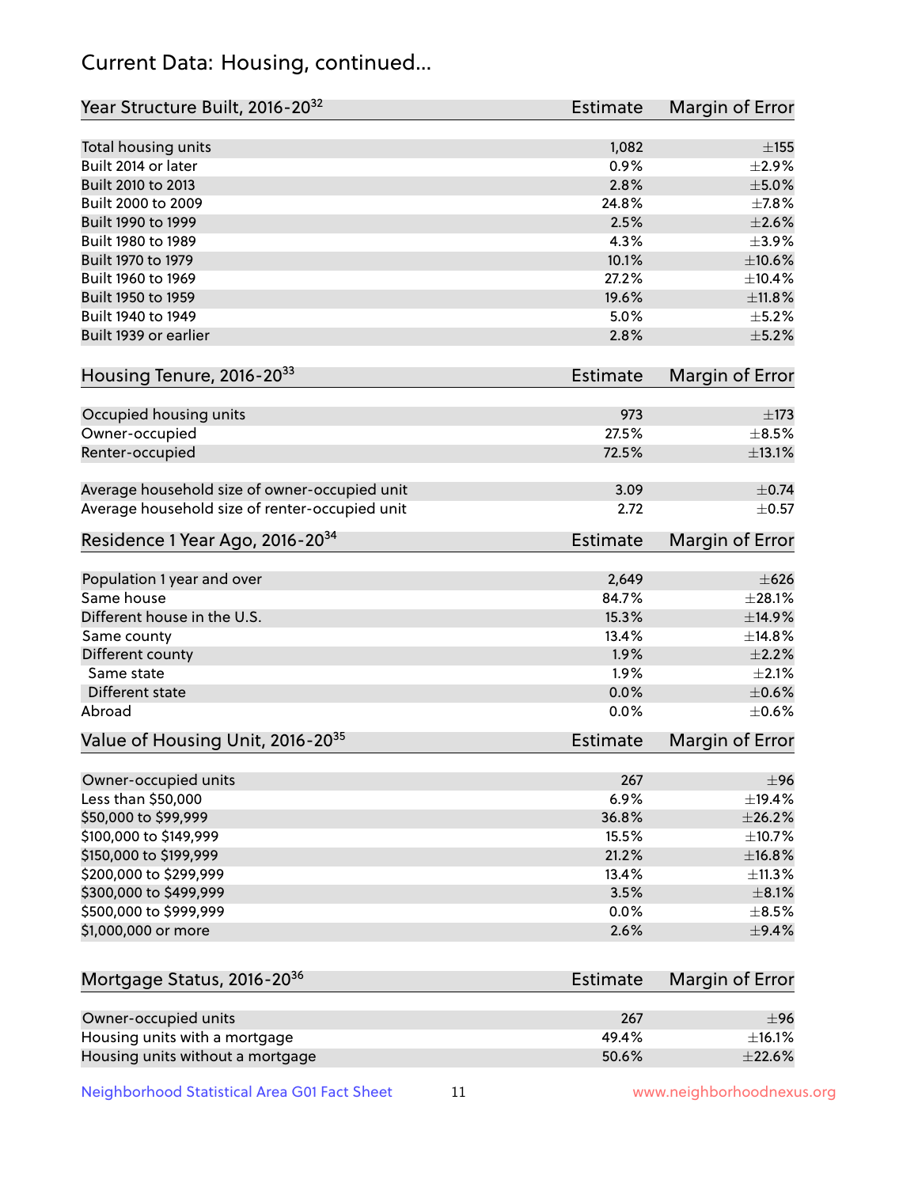## Current Data: Housing, continued...

| Year Structure Built, 2016-20[32] | Estimate | Margin of Error |
|---|---|---|
| Total housing units | 1,082 | ±155 |
| Built 2014 or later | 0.9% | ±2.9% |
| Built 2010 to 2013 | 2.8% | ±5.0% |
| Built 2000 to 2009 | 24.8% | ±7.8% |
| Built 1990 to 1999 | 2.5% | ±2.6% |
| Built 1980 to 1989 | 4.3% | ±3.9% |
| Built 1970 to 1979 | 10.1% | ±10.6% |
| Built 1960 to 1969 | 27.2% | ±10.4% |
| Built 1950 to 1959 | 19.6% | ±11.8% |
| Built 1940 to 1949 | 5.0% | ±5.2% |
| Built 1939 or earlier | 2.8% | ±5.2% |

| Housing Tenure, 2016-20[33] | Estimate | Margin of Error |
|---|---|---|
| Occupied housing units | 973 | ±173 |
| Owner-occupied | 27.5% | ±8.5% |
| Renter-occupied | 72.5% | ±13.1% |
| Average household size of owner-occupied unit | 3.09 | ±0.74 |
| Average household size of renter-occupied unit | 2.72 | ±0.57 |

| Residence 1 Year Ago, 2016-20[34] | Estimate | Margin of Error |
|---|---|---|
| Population 1 year and over | 2,649 | ±626 |
| Same house | 84.7% | ±28.1% |
| Different house in the U.S. | 15.3% | ±14.9% |
| Same county | 13.4% | ±14.8% |
| Different county | 1.9% | ±2.2% |
| Same state | 1.9% | ±2.1% |
| Different state | 0.0% | ±0.6% |
| Abroad | 0.0% | ±0.6% |

| Value of Housing Unit, 2016-20[35] | Estimate | Margin of Error |
|---|---|---|
| Owner-occupied units | 267 | ±96 |
| Less than $50,000 | 6.9% | ±19.4% |
| $50,000 to $99,999 | 36.8% | ±26.2% |
| $100,000 to $149,999 | 15.5% | ±10.7% |
| $150,000 to $199,999 | 21.2% | ±16.8% |
| $200,000 to $299,999 | 13.4% | ±11.3% |
| $300,000 to $499,999 | 3.5% | ±8.1% |
| $500,000 to $999,999 | 0.0% | ±8.5% |
| $1,000,000 or more | 2.6% | ±9.4% |

| Mortgage Status, 2016-20[36] | Estimate | Margin of Error |
|---|---|---|
| Owner-occupied units | 267 | ±96 |
| Housing units with a mortgage | 49.4% | ±16.1% |
| Housing units without a mortgage | 50.6% | ±22.6% |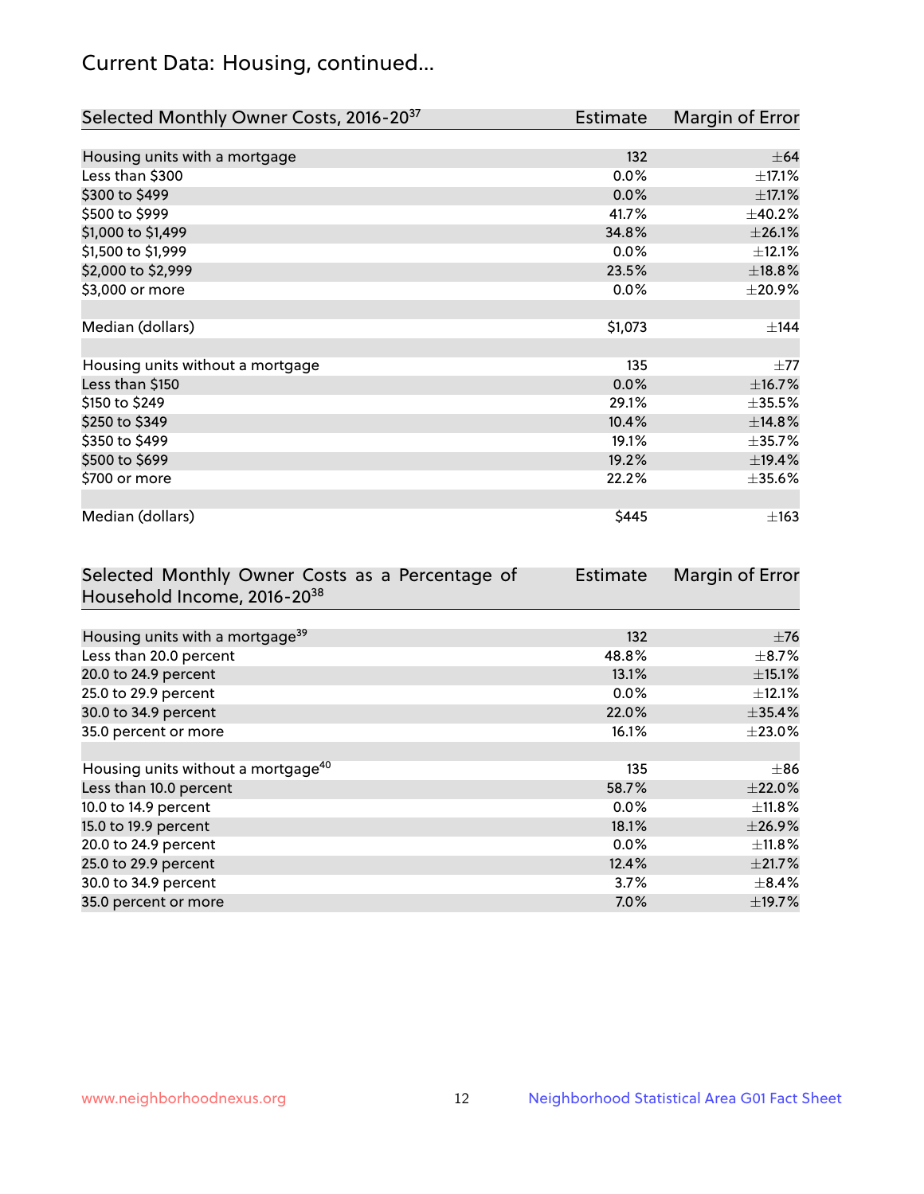# Current Data: Housing, continued...

| Selected Monthly Owner Costs, 2016-20[37] | Estimate | Margin of Error |
|---|---|---|
| Housing units with a mortgage | 132 | ±64 |
| Less than $300 | 0.0% | ±17.1% |
| $300 to $499 | 0.0% | ±17.1% |
| $500 to $999 | 41.7% | ±40.2% |
| $1,000 to $1,499 | 34.8% | ±26.1% |
| $1,500 to $1,999 | 0.0% | ±12.1% |
| $2,000 to $2,999 | 23.5% | ±18.8% |
| $3,000 or more | 0.0% | ±20.9% |
| | | |
| Median (dollars) | $1,073 | ±144 |
| | | |
| Housing units without a mortgage | 135 | ±77 |
| Less than $150 | 0.0% | ±16.7% |
| $150 to $249 | 29.1% | ±35.5% |
| $250 to $349 | 10.4% | ±14.8% |
| $350 to $499 | 19.1% | ±35.7% |
| $500 to $699 | 19.2% | ±19.4% |
| $700 or more | 22.2% | ±35.6% |
| | | |
| Median (dollars) | $445 | ±163 |

| Selected Monthly Owner Costs as a Percentage of Household Income, 2016-20[38] | Estimate | Margin of Error |
|---|---|---|
| Housing units with a mortgage[39] | 132 | ±76 |
| Less than 20.0 percent | 48.8% | ±8.7% |
| 20.0 to 24.9 percent | 13.1% | ±15.1% |
| 25.0 to 29.9 percent | 0.0% | ±12.1% |
| 30.0 to 34.9 percent | 22.0% | ±35.4% |
| 35.0 percent or more | 16.1% | ±23.0% |
| | | |
| Housing units without a mortgage[40] | 135 | ±86 |
| Less than 10.0 percent | 58.7% | ±22.0% |
| 10.0 to 14.9 percent | 0.0% | ±11.8% |
| 15.0 to 19.9 percent | 18.1% | ±26.9% |
| 20.0 to 24.9 percent | 0.0% | ±11.8% |
| 25.0 to 29.9 percent | 12.4% | ±21.7% |
| 30.0 to 34.9 percent | 3.7% | ±8.4% |
| 35.0 percent or more | 7.0% | ±19.7% |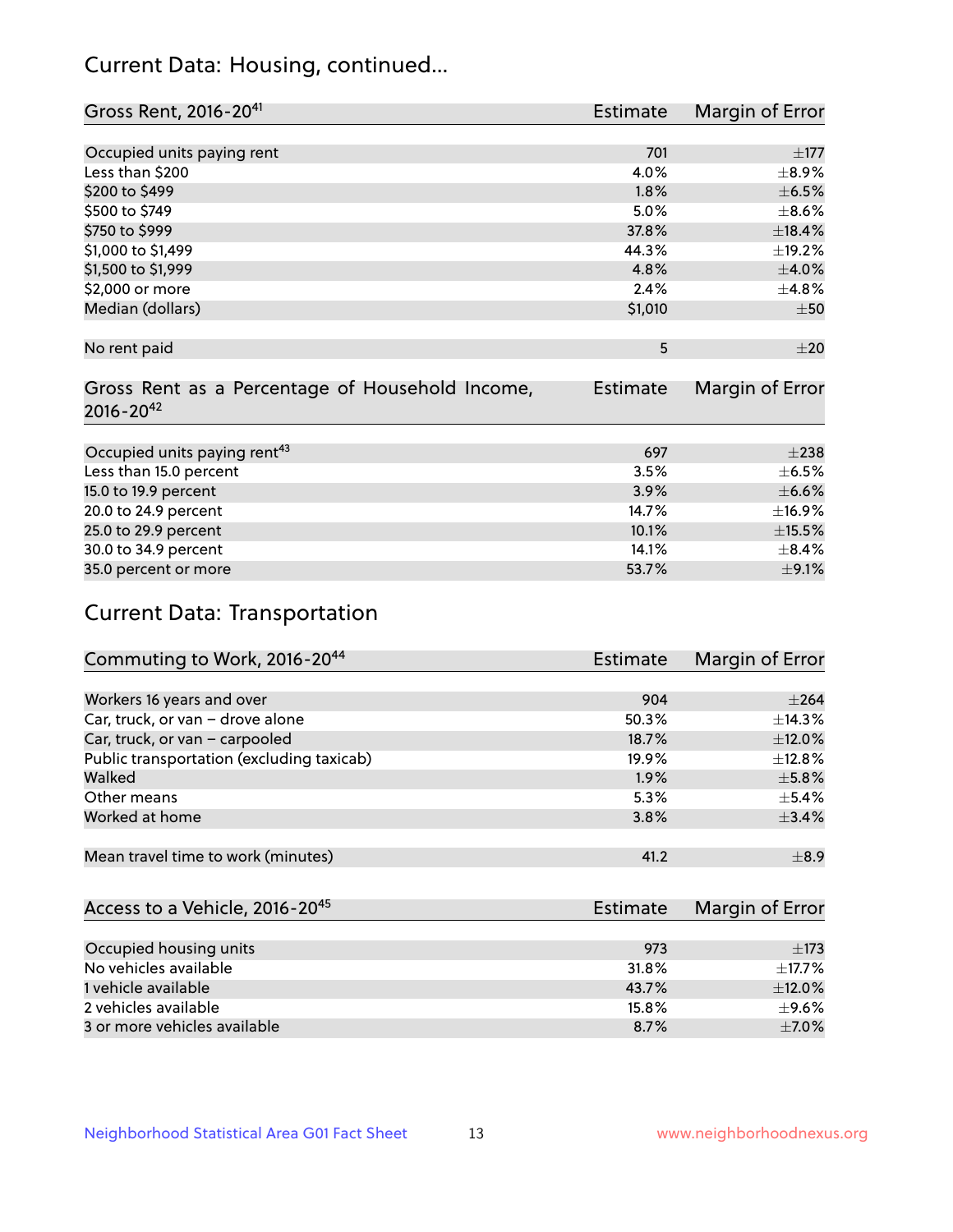## Current Data: Housing, continued...

| Gross Rent, 2016-20[41] | Estimate | Margin of Error |
|---|---|---|
| Occupied units paying rent | 701 | ±177 |
| Less than $200 | 4.0% | ±8.9% |
| $200 to $499 | 1.8% | ±6.5% |
| $500 to $749 | 5.0% | ±8.6% |
| $750 to $999 | 37.8% | ±18.4% |
| $1,000 to $1,499 | 44.3% | ±19.2% |
| $1,500 to $1,999 | 4.8% | ±4.0% |
| $2,000 or more | 2.4% | ±4.8% |
| Median (dollars) | $1,010 | ±50 |
| No rent paid | 5 | ±20 |

| Gross Rent as a Percentage of Household Income, 2016-20[42] | Estimate | Margin of Error |
|---|---|---|
| Occupied units paying rent[43] | 697 | ±238 |
| Less than 15.0 percent | 3.5% | ±6.5% |
| 15.0 to 19.9 percent | 3.9% | ±6.6% |
| 20.0 to 24.9 percent | 14.7% | ±16.9% |
| 25.0 to 29.9 percent | 10.1% | ±15.5% |
| 30.0 to 34.9 percent | 14.1% | ±8.4% |
| 35.0 percent or more | 53.7% | ±9.1% |

## Current Data: Transportation

| Commuting to Work, 2016-20[44] | Estimate | Margin of Error |
|---|---|---|
| Workers 16 years and over | 904 | ±264 |
| Car, truck, or van – drove alone | 50.3% | ±14.3% |
| Car, truck, or van – carpooled | 18.7% | ±12.0% |
| Public transportation (excluding taxicab) | 19.9% | ±12.8% |
| Walked | 1.9% | ±5.8% |
| Other means | 5.3% | ±5.4% |
| Worked at home | 3.8% | ±3.4% |
| Mean travel time to work (minutes) | 41.2 | ±8.9 |

| Access to a Vehicle, 2016-20[45] | Estimate | Margin of Error |
|---|---|---|
| Occupied housing units | 973 | ±173 |
| No vehicles available | 31.8% | ±17.7% |
| 1 vehicle available | 43.7% | ±12.0% |
| 2 vehicles available | 15.8% | ±9.6% |
| 3 or more vehicles available | 8.7% | ±7.0% |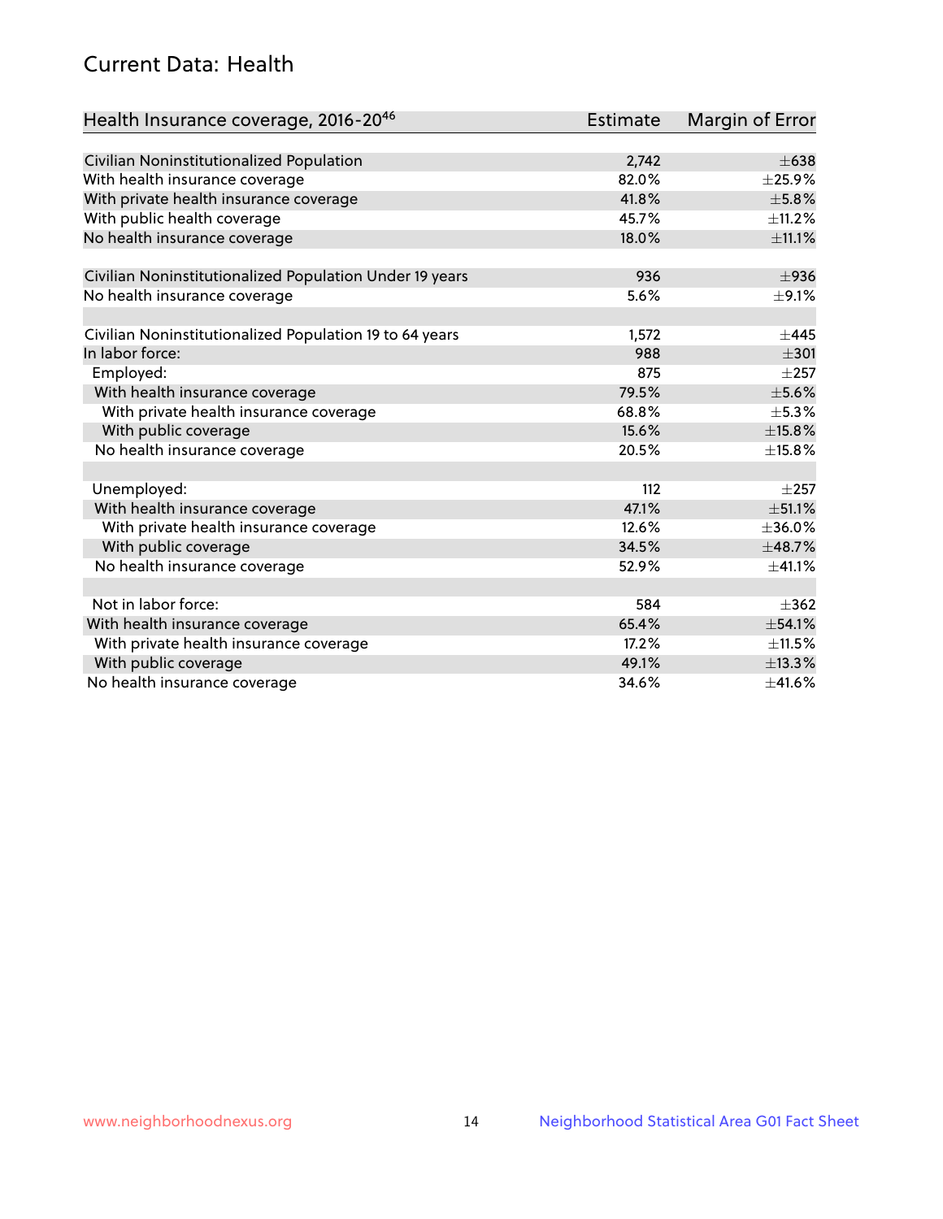## Current Data: Health

| Health Insurance coverage, 2016-20[46] | Estimate | Margin of Error |
|---|---|---|
| Civilian Noninstitutionalized Population | 2,742 | ±638 |
| With health insurance coverage | 82.0% | ±25.9% |
| With private health insurance coverage | 41.8% | ±5.8% |
| With public health coverage | 45.7% | ±11.2% |
| No health insurance coverage | 18.0% | ±11.1% |
| | | |
| Civilian Noninstitutionalized Population Under 19 years | 936 | ±936 |
| No health insurance coverage | 5.6% | ±9.1% |
| | | |
| Civilian Noninstitutionalized Population 19 to 64 years | 1,572 | ±445 |
| In labor force: | 988 | ±301 |
| Employed: | 875 | ±257 |
| With health insurance coverage | 79.5% | ±5.6% |
| With private health insurance coverage | 68.8% | ±5.3% |
| With public coverage | 15.6% | ±15.8% |
| No health insurance coverage | 20.5% | ±15.8% |
| | | |
| Unemployed: | 112 | ±257 |
| With health insurance coverage | 47.1% | ±51.1% |
| With private health insurance coverage | 12.6% | ±36.0% |
| With public coverage | 34.5% | ±48.7% |
| No health insurance coverage | 52.9% | ±41.1% |
| | | |
| Not in labor force: | 584 | ±362 |
| With health insurance coverage | 65.4% | ±54.1% |
| With private health insurance coverage | 17.2% | ±11.5% |
| With public coverage | 49.1% | ±13.3% |
| No health insurance coverage | 34.6% | ±41.6% |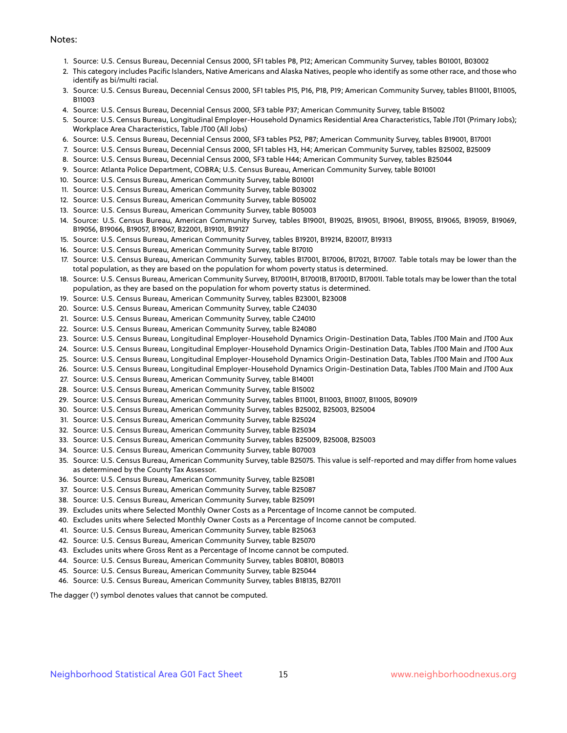Notes:

1. Source: U.S. Census Bureau, Decennial Census 2000, SF1 tables P8, P12; American Community Survey, tables B01001, B03002
2. This category includes Pacific Islanders, Native Americans and Alaska Natives, people who identify as some other race, and those who identify as bi/multi racial.
3. Source: U.S. Census Bureau, Decennial Census 2000, SF1 tables P15, P16, P18, P19; American Community Survey, tables B11001, B11005, B11003
4. Source: U.S. Census Bureau, Decennial Census 2000, SF3 table P37; American Community Survey, table B15002
5. Source: U.S. Census Bureau, Longitudinal Employer-Household Dynamics Residential Area Characteristics, Table JT01 (Primary Jobs); Workplace Area Characteristics, Table JT00 (All Jobs)
6. Source: U.S. Census Bureau, Decennial Census 2000, SF3 tables P52, P87; American Community Survey, tables B19001, B17001
7. Source: U.S. Census Bureau, Decennial Census 2000, SF1 tables H3, H4; American Community Survey, tables B25002, B25009
8. Source: U.S. Census Bureau, Decennial Census 2000, SF3 table H44; American Community Survey, tables B25044
9. Source: Atlanta Police Department, COBRA; U.S. Census Bureau, American Community Survey, table B01001
10. Source: U.S. Census Bureau, American Community Survey, table B01001
11. Source: U.S. Census Bureau, American Community Survey, table B03002
12. Source: U.S. Census Bureau, American Community Survey, table B05002
13. Source: U.S. Census Bureau, American Community Survey, table B05003
14. Source: U.S. Census Bureau, American Community Survey, tables B19001, B19025, B19051, B19061, B19055, B19065, B19059, B19069, B19056, B19066, B19057, B19067, B22001, B19101, B19127
15. Source: U.S. Census Bureau, American Community Survey, tables B19201, B19214, B20017, B19313
16. Source: U.S. Census Bureau, American Community Survey, table B17010
17. Source: U.S. Census Bureau, American Community Survey, tables B17001, B17006, B17021, B17007. Table totals may be lower than the total population, as they are based on the population for whom poverty status is determined.
18. Source: U.S. Census Bureau, American Community Survey, B17001H, B17001B, B17001D, B17001I. Table totals may be lower than the total population, as they are based on the population for whom poverty status is determined.
19. Source: U.S. Census Bureau, American Community Survey, tables B23001, B23008
20. Source: U.S. Census Bureau, American Community Survey, table C24030
21. Source: U.S. Census Bureau, American Community Survey, table C24010
22. Source: U.S. Census Bureau, American Community Survey, table B24080
23. Source: U.S. Census Bureau, Longitudinal Employer-Household Dynamics Origin-Destination Data, Tables JT00 Main and JT00 Aux
24. Source: U.S. Census Bureau, Longitudinal Employer-Household Dynamics Origin-Destination Data, Tables JT00 Main and JT00 Aux
25. Source: U.S. Census Bureau, Longitudinal Employer-Household Dynamics Origin-Destination Data, Tables JT00 Main and JT00 Aux
26. Source: U.S. Census Bureau, Longitudinal Employer-Household Dynamics Origin-Destination Data, Tables JT00 Main and JT00 Aux
27. Source: U.S. Census Bureau, American Community Survey, table B14001
28. Source: U.S. Census Bureau, American Community Survey, table B15002
29. Source: U.S. Census Bureau, American Community Survey, tables B11001, B11003, B11007, B11005, B09019
30. Source: U.S. Census Bureau, American Community Survey, tables B25002, B25003, B25004
31. Source: U.S. Census Bureau, American Community Survey, table B25024
32. Source: U.S. Census Bureau, American Community Survey, table B25034
33. Source: U.S. Census Bureau, American Community Survey, tables B25009, B25008, B25003
34. Source: U.S. Census Bureau, American Community Survey, table B07003
35. Source: U.S. Census Bureau, American Community Survey, table B25075. This value is self-reported and may differ from home values as determined by the County Tax Assessor.
36. Source: U.S. Census Bureau, American Community Survey, table B25081
37. Source: U.S. Census Bureau, American Community Survey, table B25087
38. Source: U.S. Census Bureau, American Community Survey, table B25091
39. Excludes units where Selected Monthly Owner Costs as a Percentage of Income cannot be computed.
40. Excludes units where Selected Monthly Owner Costs as a Percentage of Income cannot be computed.
41. Source: U.S. Census Bureau, American Community Survey, table B25063
42. Source: U.S. Census Bureau, American Community Survey, table B25070
43. Excludes units where Gross Rent as a Percentage of Income cannot be computed.
44. Source: U.S. Census Bureau, American Community Survey, tables B08101, B08013
45. Source: U.S. Census Bureau, American Community Survey, table B25044
46. Source: U.S. Census Bureau, American Community Survey, tables B18135, B27011

The dagger (†) symbol denotes values that cannot be computed.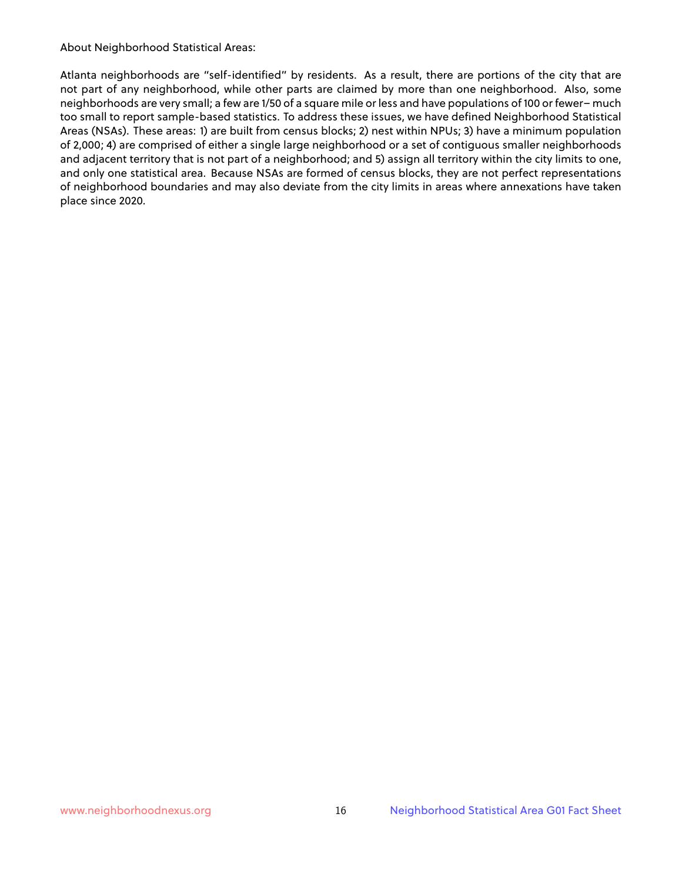About Neighborhood Statistical Areas:

Atlanta neighborhoods are "self-identified" by residents. As a result, there are portions of the city that are not part of any neighborhood, while other parts are claimed by more than one neighborhood. Also, some neighborhoods are very small; a few are 1/50 of a square mile or less and have populations of 100 or fewer– much too small to report sample-based statistics. To address these issues, we have defined Neighborhood Statistical Areas (NSAs). These areas: 1) are built from census blocks; 2) nest within NPUs; 3) have a minimum population of 2,000; 4) are comprised of either a single large neighborhood or a set of contiguous smaller neighborhoods and adjacent territory that is not part of a neighborhood; and 5) assign all territory within the city limits to one, and only one statistical area. Because NSAs are formed of census blocks, they are not perfect representations of neighborhood boundaries and may also deviate from the city limits in areas where annexations have taken place since 2020.